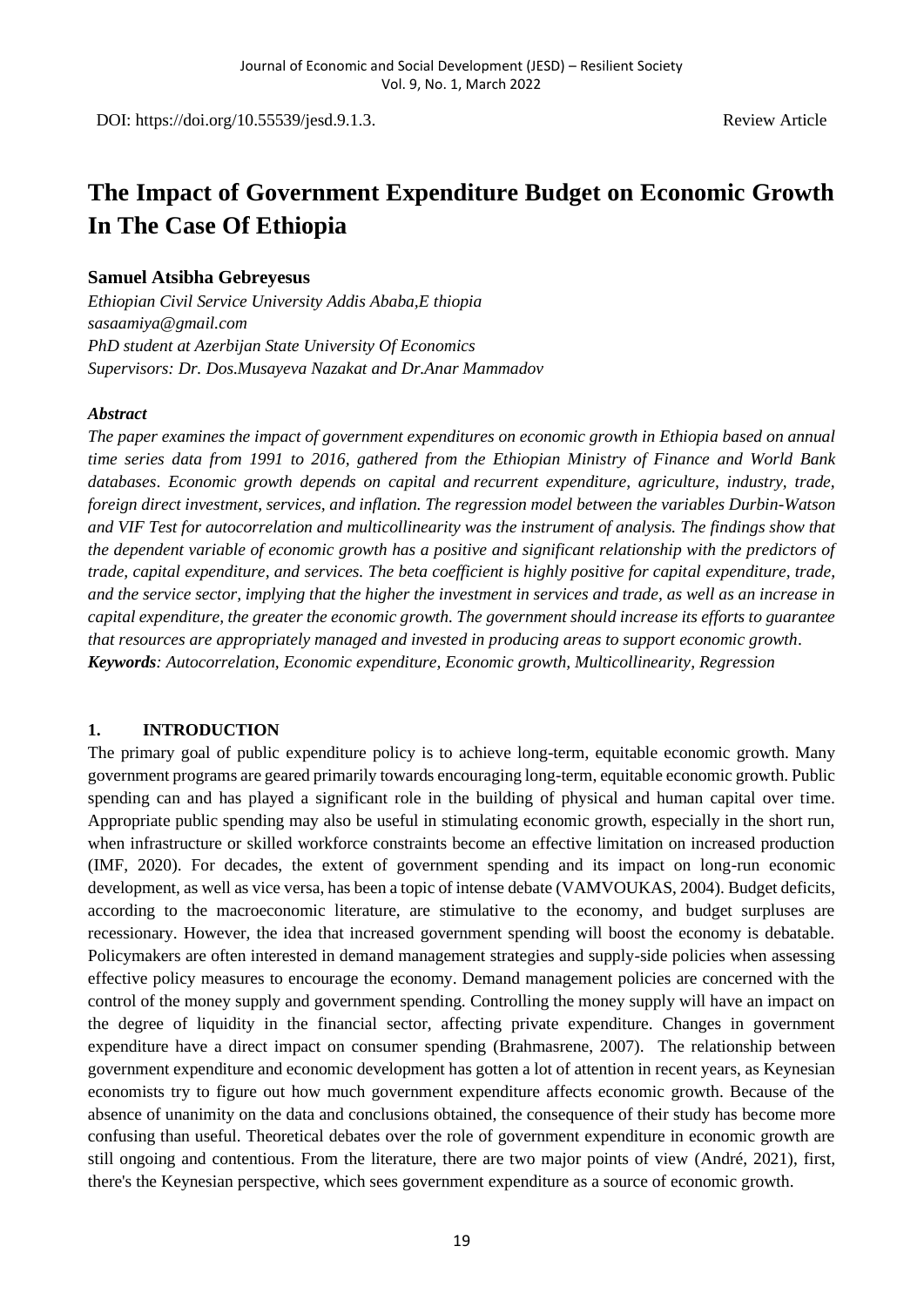DOI: https://doi.org/10.55539/jesd.9.1.3. Review Article

# The Impact of Government Expenditure Budget on Economic Growth In The Case Of Ethiopia

**Samuel Atsibha Gebreyesus**

*Ethiopian Civil Service University Addis Ababa,E thiopia*
*sasaamiya@gmail.com*
*PhD student at Azerbijan State University Of Economics*
*Supervisors: Dr. Dos.Musayeva Nazakat and Dr.Anar Mammadov*

***Abstract***

*The paper examines the impact of government expenditures on economic growth in Ethiopia based on annual time series data from 1991 to 2016, gathered from the Ethiopian Ministry of Finance and World Bank databases. Economic growth depends on capital and recurrent expenditure, agriculture, industry, trade, foreign direct investment, services, and inflation. The regression model between the variables Durbin-Watson and VIF Test for autocorrelation and multicollinearity was the instrument of analysis. The findings show that the dependent variable of economic growth has a positive and significant relationship with the predictors of trade, capital expenditure, and services. The beta coefficient is highly positive for capital expenditure, trade, and the service sector, implying that the higher the investment in services and trade, as well as an increase in capital expenditure, the greater the economic growth. The government should increase its efforts to guarantee that resources are appropriately managed and invested in producing areas to support economic growth.*
***Keywords****: Autocorrelation, Economic expenditure, Economic growth, Multicollinearity, Regression*

## 1. INTRODUCTION

The primary goal of public expenditure policy is to achieve long-term, equitable economic growth. Many government programs are geared primarily towards encouraging long-term, equitable economic growth. Public spending can and has played a significant role in the building of physical and human capital over time. Appropriate public spending may also be useful in stimulating economic growth, especially in the short run, when infrastructure or skilled workforce constraints become an effective limitation on increased production (IMF, 2020). For decades, the extent of government spending and its impact on long-run economic development, as well as vice versa, has been a topic of intense debate (VAMVOUKAS, 2004). Budget deficits, according to the macroeconomic literature, are stimulative to the economy, and budget surpluses are recessionary. However, the idea that increased government spending will boost the economy is debatable. Policymakers are often interested in demand management strategies and supply-side policies when assessing effective policy measures to encourage the economy. Demand management policies are concerned with the control of the money supply and government spending. Controlling the money supply will have an impact on the degree of liquidity in the financial sector, affecting private expenditure. Changes in government expenditure have a direct impact on consumer spending (Brahmasrene, 2007). The relationship between government expenditure and economic development has gotten a lot of attention in recent years, as Keynesian economists try to figure out how much government expenditure affects economic growth. Because of the absence of unanimity on the data and conclusions obtained, the consequence of their study has become more confusing than useful. Theoretical debates over the role of government expenditure in economic growth are still ongoing and contentious. From the literature, there are two major points of view (André, 2021), first, there's the Keynesian perspective, which sees government expenditure as a source of economic growth.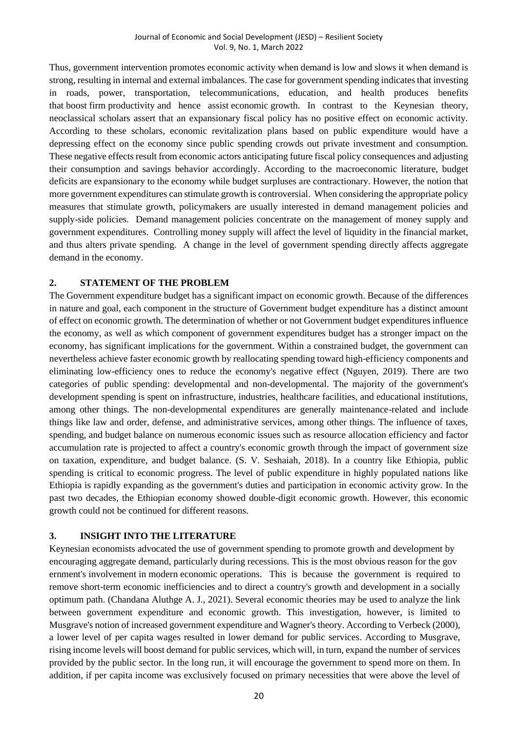Thus, government intervention promotes economic activity when demand is low and slows it when demand is strong, resulting in internal and external imbalances. The case for government spending indicates that investing in roads, power, transportation, telecommunications, education, and health produces benefits that boost firm productivity and hence assist economic growth. In contrast to the Keynesian theory, neoclassical scholars assert that an expansionary fiscal policy has no positive effect on economic activity. According to these scholars, economic revitalization plans based on public expenditure would have a depressing effect on the economy since public spending crowds out private investment and consumption. These negative effects result from economic actors anticipating future fiscal policy consequences and adjusting their consumption and savings behavior accordingly. According to the macroeconomic literature, budget deficits are expansionary to the economy while budget surpluses are contractionary. However, the notion that more government expenditures can stimulate growth is controversial. When considering the appropriate policy measures that stimulate growth, policymakers are usually interested in demand management policies and supply-side policies. Demand management policies concentrate on the management of money supply and government expenditures. Controlling money supply will affect the level of liquidity in the financial market, and thus alters private spending. A change in the level of government spending directly affects aggregate demand in the economy.

## 2. STATEMENT OF THE PROBLEM

The Government expenditure budget has a significant impact on economic growth. Because of the differences in nature and goal, each component in the structure of Government budget expenditure has a distinct amount of effect on economic growth. The determination of whether or not Government budget expenditures influence the economy, as well as which component of government expenditures budget has a stronger impact on the economy, has significant implications for the government. Within a constrained budget, the government can nevertheless achieve faster economic growth by reallocating spending toward high-efficiency components and eliminating low-efficiency ones to reduce the economy's negative effect (Nguyen, 2019). There are two categories of public spending: developmental and non-developmental. The majority of the government's development spending is spent on infrastructure, industries, healthcare facilities, and educational institutions, among other things. The non-developmental expenditures are generally maintenance-related and include things like law and order, defense, and administrative services, among other things. The influence of taxes, spending, and budget balance on numerous economic issues such as resource allocation efficiency and factor accumulation rate is projected to affect a country's economic growth through the impact of government size on taxation, expenditure, and budget balance. (S. V. Seshaiah, 2018). In a country like Ethiopia, public spending is critical to economic progress. The level of public expenditure in highly populated nations like Ethiopia is rapidly expanding as the government's duties and participation in economic activity grow. In the past two decades, the Ethiopian economy showed double-digit economic growth. However, this economic growth could not be continued for different reasons.

## 3. INSIGHT INTO THE LITERATURE

Keynesian economists advocated the use of government spending to promote growth and development by encouraging aggregate demand, particularly during recessions. This is the most obvious reason for the government's involvement in modern economic operations. This is because the government is required to remove short-term economic inefficiencies and to direct a country's growth and development in a socially optimum path. (Chandana Aluthge A. J., 2021). Several economic theories may be used to analyze the link between government expenditure and economic growth. This investigation, however, is limited to Musgrave's notion of increased government expenditure and Wagner's theory. According to Verbeck (2000), a lower level of per capita wages resulted in lower demand for public services. According to Musgrave, rising income levels will boost demand for public services, which will, in turn, expand the number of services provided by the public sector. In the long run, it will encourage the government to spend more on them. In addition, if per capita income was exclusively focused on primary necessities that were above the level of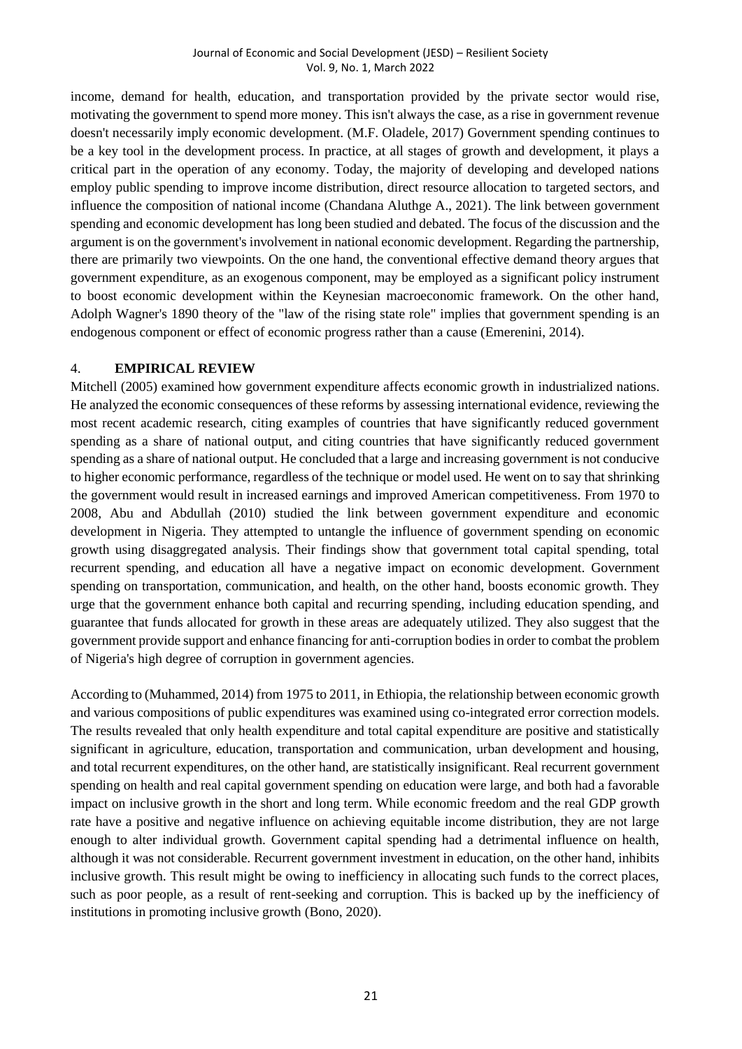income, demand for health, education, and transportation provided by the private sector would rise, motivating the government to spend more money. This isn't always the case, as a rise in government revenue doesn't necessarily imply economic development. (M.F. Oladele, 2017) Government spending continues to be a key tool in the development process. In practice, at all stages of growth and development, it plays a critical part in the operation of any economy. Today, the majority of developing and developed nations employ public spending to improve income distribution, direct resource allocation to targeted sectors, and influence the composition of national income (Chandana Aluthge A., 2021). The link between government spending and economic development has long been studied and debated. The focus of the discussion and the argument is on the government's involvement in national economic development. Regarding the partnership, there are primarily two viewpoints. On the one hand, the conventional effective demand theory argues that government expenditure, as an exogenous component, may be employed as a significant policy instrument to boost economic development within the Keynesian macroeconomic framework. On the other hand, Adolph Wagner's 1890 theory of the "law of the rising state role" implies that government spending is an endogenous component or effect of economic progress rather than a cause (Emerenini, 2014).

## 4. EMPIRICAL REVIEW

Mitchell (2005) examined how government expenditure affects economic growth in industrialized nations. He analyzed the economic consequences of these reforms by assessing international evidence, reviewing the most recent academic research, citing examples of countries that have significantly reduced government spending as a share of national output, and citing countries that have significantly reduced government spending as a share of national output. He concluded that a large and increasing government is not conducive to higher economic performance, regardless of the technique or model used. He went on to say that shrinking the government would result in increased earnings and improved American competitiveness. From 1970 to 2008, Abu and Abdullah (2010) studied the link between government expenditure and economic development in Nigeria. They attempted to untangle the influence of government spending on economic growth using disaggregated analysis. Their findings show that government total capital spending, total recurrent spending, and education all have a negative impact on economic development. Government spending on transportation, communication, and health, on the other hand, boosts economic growth. They urge that the government enhance both capital and recurring spending, including education spending, and guarantee that funds allocated for growth in these areas are adequately utilized. They also suggest that the government provide support and enhance financing for anti-corruption bodies in order to combat the problem of Nigeria's high degree of corruption in government agencies.

According to (Muhammed, 2014) from 1975 to 2011, in Ethiopia, the relationship between economic growth and various compositions of public expenditures was examined using co-integrated error correction models. The results revealed that only health expenditure and total capital expenditure are positive and statistically significant in agriculture, education, transportation and communication, urban development and housing, and total recurrent expenditures, on the other hand, are statistically insignificant. Real recurrent government spending on health and real capital government spending on education were large, and both had a favorable impact on inclusive growth in the short and long term. While economic freedom and the real GDP growth rate have a positive and negative influence on achieving equitable income distribution, they are not large enough to alter individual growth. Government capital spending had a detrimental influence on health, although it was not considerable. Recurrent government investment in education, on the other hand, inhibits inclusive growth. This result might be owing to inefficiency in allocating such funds to the correct places, such as poor people, as a result of rent-seeking and corruption. This is backed up by the inefficiency of institutions in promoting inclusive growth (Bono, 2020).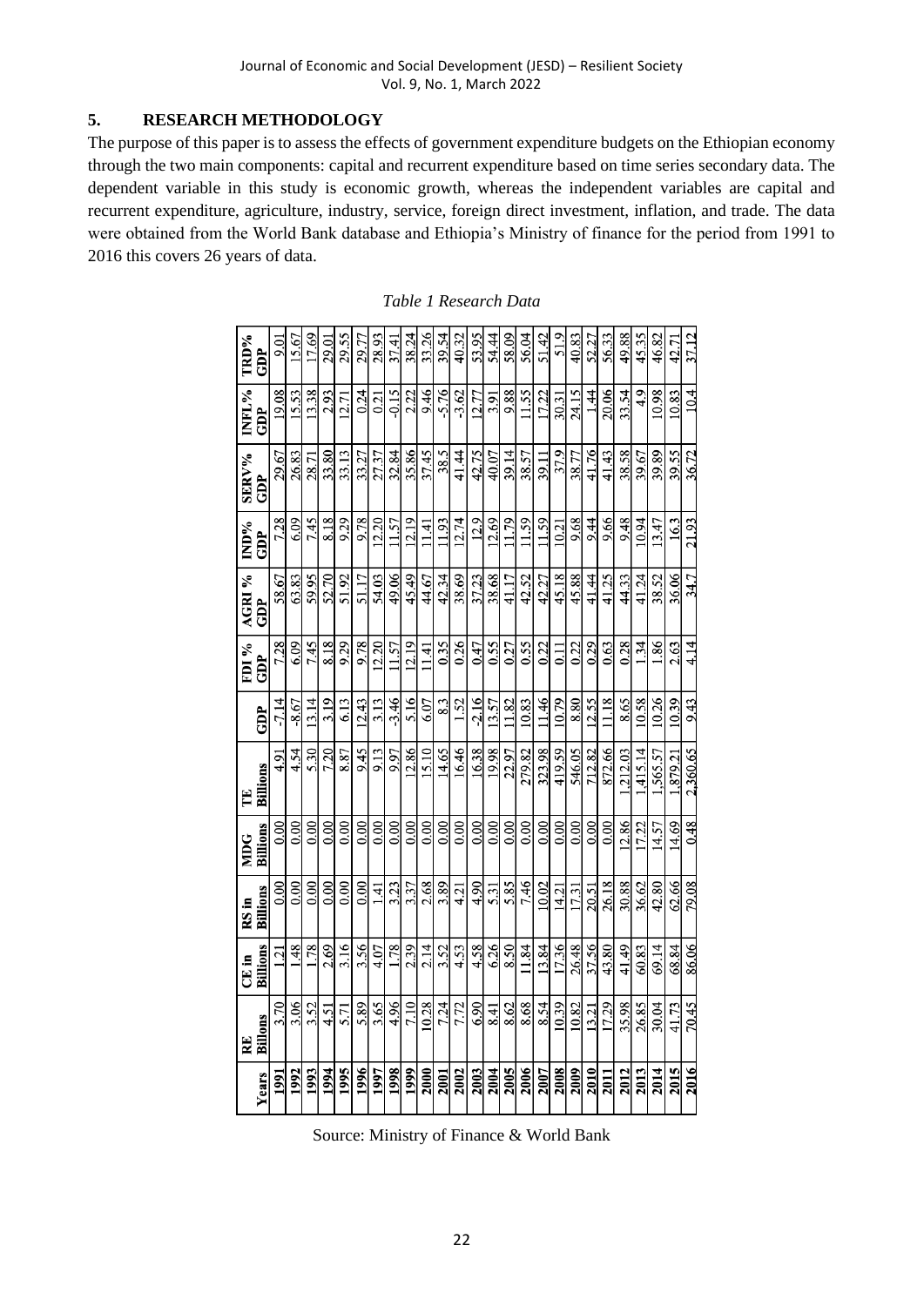## 5. RESEARCH METHODOLOGY

The purpose of this paper is to assess the effects of government expenditure budgets on the Ethiopian economy through the two main components: capital and recurrent expenditure based on time series secondary data. The dependent variable in this study is economic growth, whereas the independent variables are capital and recurrent expenditure, agriculture, industry, service, foreign direct investment, inflation, and trade. The data were obtained from the World Bank database and Ethiopia's Ministry of finance for the period from 1991 to 2016 this covers 26 years of data.

*Table 1 Research Data*

| Years | RE Billons | CE in Billions | RS in Billions | MDG Billions | TE Billions | GDP | FDI % GDP | AGRI % GDP | IND% GDP | SERV% GDP | INFL% GDP | TRD% GDP |
|---|---|---|---|---|---|---|---|---|---|---|---|---|
| 1991 | 3.70 | 1.21 | 0.00 | 0.00 | 4.91 | -7.14 | 7.28 | 58.67 | 7.28 | 29.67 | 19.08 | 9.01 |
| 1992 | 3.06 | 1.48 | 0.00 | 0.00 | 4.54 | -8.67 | 6.09 | 63.83 | 6.09 | 26.83 | 15.53 | 15.67 |
| 1993 | 3.52 | 1.78 | 0.00 | 0.00 | 5.30 | 13.14 | 7.45 | 59.95 | 7.45 | 28.71 | 13.38 | 17.69 |
| 1994 | 4.51 | 2.69 | 0.00 | 0.00 | 7.20 | 3.19 | 8.18 | 52.70 | 8.18 | 33.80 | 2.93 | 29.01 |
| 1995 | 5.71 | 3.16 | 0.00 | 0.00 | 8.87 | 6.13 | 9.29 | 51.92 | 9.29 | 33.13 | 12.71 | 29.55 |
| 1996 | 5.89 | 3.56 | 0.00 | 0.00 | 9.45 | 12.43 | 9.78 | 51.17 | 9.78 | 33.27 | 0.24 | 29.77 |
| 1997 | 3.65 | 4.07 | 1.41 | 0.00 | 9.13 | 3.13 | 12.20 | 54.03 | 12.20 | 27.37 | 0.21 | 28.93 |
| 1998 | 4.96 | 1.78 | 3.23 | 0.00 | 9.97 | -3.46 | 11.57 | 49.06 | 11.57 | 32.84 | -0.15 | 37.41 |
| 1999 | 7.10 | 2.39 | 3.37 | 0.00 | 12.86 | 5.16 | 12.19 | 45.49 | 12.19 | 35.86 | 2.22 | 38.24 |
| 2000 | 10.28 | 2.14 | 2.68 | 0.00 | 15.10 | 6.07 | 11.41 | 44.67 | 11.41 | 37.45 | 9.46 | 33.26 |
| 2001 | 7.24 | 3.52 | 3.89 | 0.00 | 14.65 | 8.3 | 0.35 | 42.34 | 11.93 | 38.5 | -5.76 | 39.54 |
| 2002 | 7.72 | 4.53 | 4.21 | 0.00 | 16.46 | 1.52 | 0.26 | 38.69 | 12.74 | 41.44 | -3.62 | 40.32 |
| 2003 | 6.90 | 4.58 | 4.90 | 0.00 | 16.38 | -2.16 | 0.47 | 37.23 | 12.9 | 42.75 | 12.77 | 53.95 |
| 2004 | 8.41 | 6.26 | 5.31 | 0.00 | 19.98 | 13.57 | 0.55 | 38.68 | 12.69 | 40.07 | 3.91 | 54.44 |
| 2005 | 8.62 | 8.50 | 5.85 | 0.00 | 22.97 | 11.82 | 0.27 | 41.17 | 11.79 | 39.14 | 9.88 | 58.09 |
| 2006 | 8.68 | 11.84 | 7.46 | 0.00 | 279.82 | 10.83 | 0.55 | 42.52 | 11.59 | 38.57 | 11.55 | 56.04 |
| 2007 | 8.54 | 13.84 | 10.02 | 0.00 | 323.98 | 11.46 | 0.22 | 42.27 | 11.59 | 39.11 | 17.22 | 51.42 |
| 2008 | 10.39 | 17.36 | 14.21 | 0.00 | 419.59 | 10.79 | 0.11 | 45.18 | 10.21 | 37.9 | 30.31 | 51.9 |
| 2009 | 10.82 | 26.48 | 17.31 | 0.00 | 546.05 | 8.80 | 0.22 | 45.88 | 9.68 | 38.77 | 24.15 | 40.83 |
| 2010 | 13.21 | 37.56 | 20.51 | 0.00 | 712.82 | 12.55 | 0.29 | 41.44 | 9.44 | 41.76 | 1.44 | 52.27 |
| 2011 | 17.29 | 43.80 | 26.18 | 0.00 | 872.66 | 11.18 | 0.63 | 41.25 | 9.66 | 41.43 | 20.06 | 56.33 |
| 2012 | 35.98 | 41.49 | 30.88 | 12.86 | 1,212.03 | 8.65 | 0.28 | 44.33 | 9.48 | 38.58 | 33.54 | 49.88 |
| 2013 | 26.85 | 60.83 | 36.62 | 17.22 | 1,415.14 | 10.58 | 1.34 | 41.24 | 10.94 | 39.67 | 4.9 | 45.35 |
| 2014 | 30.04 | 69.14 | 42.80 | 14.57 | 1,565.57 | 10.26 | 1.86 | 38.52 | 13.47 | 39.89 | 10.98 | 46.82 |
| 2015 | 41.73 | 68.84 | 62.66 | 14.69 | 1,879.21 | 10.39 | 2.63 | 36.06 | 16.3 | 39.55 | 10.83 | 42.71 |
| 2016 | 70.45 | 86.06 | 79.08 | 0.48 | 2,360.65 | 9.43 | 4.14 | 34.7 | 21.93 | 36.72 | 10.4 | 37.12 |

Source: Ministry of Finance & World Bank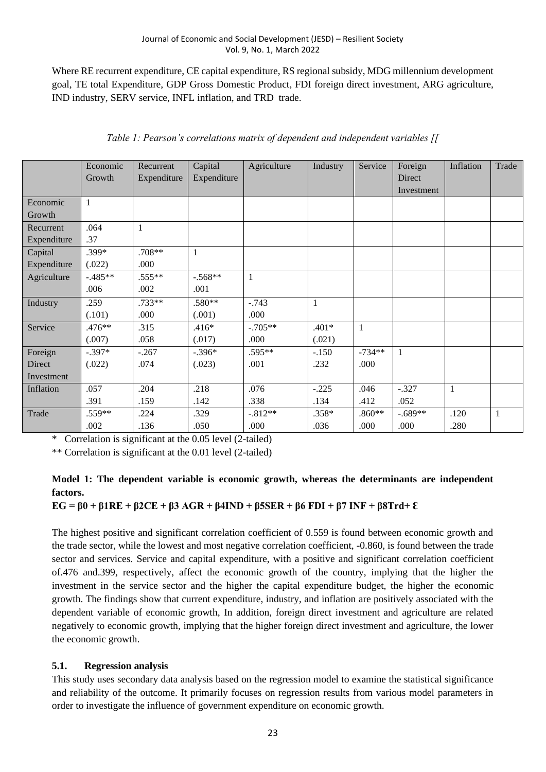Where RE recurrent expenditure, CE capital expenditure, RS regional subsidy, MDG millennium development goal, TE total Expenditure, GDP Gross Domestic Product, FDI foreign direct investment, ARG agriculture, IND industry, SERV service, INFL inflation, and TRD trade.

*Table 1: Pearson's correlations matrix of dependent and independent variables [[*

| | Economic Growth | Recurrent Expenditure | Capital Expenditure | Agriculture | Industry | Service | Foreign Direct Investment | Inflation | Trade |
|---|---|---|---|---|---|---|---|---|---|
| Economic Growth | 1 | | | | | | | | |
| Recurrent Expenditure | .064<br>.37 | 1 | | | | | | | |
| Capital Expenditure | .399*<br>(.022) | .708**<br>.000 | 1 | | | | | | |
| Agriculture | -.485**<br>.006 | .555**<br>.002 | -.568**<br>.001 | 1 | | | | | |
| Industry | .259<br>(.101) | .733**<br>.000 | .580**<br>(.001) | -.743<br>.000 | 1 | | | | |
| Service | .476**<br>(.007) | .315<br>.058 | .416*<br>(.017) | -.705**<br>.000 | .401*<br>(.021) | 1 | | | |
| Foreign Direct Investment | -.397*<br>(.022) | -.267<br>.074 | -.396*<br>(.023) | .595**<br>.001 | -.150<br>.232 | -734**<br>.000 | 1 | | |
| Inflation | .057<br>.391 | .204<br>.159 | .218<br>.142 | .076<br>.338 | -.225<br>.134 | .046<br>.412 | -.327<br>.052 | 1 | |
| Trade | .559**<br>.002 | .224<br>.136 | .329<br>.050 | -.812**<br>.000 | .358*<br>.036 | .860**<br>.000 | -.689**<br>.000 | .120<br>.280 | 1 |

\* Correlation is significant at the 0.05 level (2-tailed)

** Correlation is significant at the 0.01 level (2-tailed)

**Model 1: The dependent variable is economic growth, whereas the determinants are independent factors.**

$$EG = \beta 0 + \beta 1RE + \beta 2CE + \beta 3\ AGR + \beta 4IND + \beta 5SER + \beta 6\ FDI + \beta 7\ INF + \beta 8Trd + \mathcal{E}$$

The highest positive and significant correlation coefficient of 0.559 is found between economic growth and the trade sector, while the lowest and most negative correlation coefficient, -0.860, is found between the trade sector and services. Service and capital expenditure, with a positive and significant correlation coefficient of.476 and.399, respectively, affect the economic growth of the country, implying that the higher the investment in the service sector and the higher the capital expenditure budget, the higher the economic growth. The findings show that current expenditure, industry, and inflation are positively associated with the dependent variable of economic growth, In addition, foreign direct investment and agriculture are related negatively to economic growth, implying that the higher foreign direct investment and agriculture, the lower the economic growth.

### 5.1. Regression analysis

This study uses secondary data analysis based on the regression model to examine the statistical significance and reliability of the outcome. It primarily focuses on regression results from various model parameters in order to investigate the influence of government expenditure on economic growth.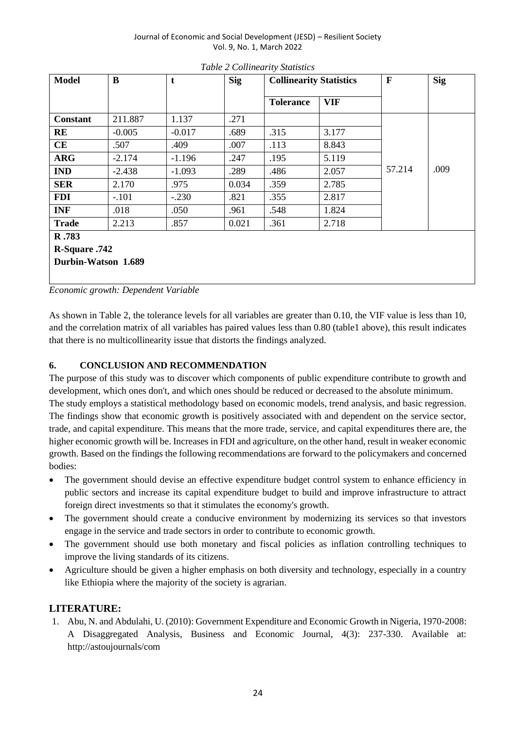*Table 2 Collinearity Statistics*

| Model | B | t | Sig | Collinearity Statistics | | F | Sig |
|---|---|---|---|---|---|---|---|
| | | | | Tolerance | VIF | | |
| **Constant** | 211.887 | 1.137 | .271 | | | 57.214 | .009 |
| **RE** | -0.005 | -0.017 | .689 | .315 | 3.177 | | |
| **CE** | .507 | .409 | .007 | .113 | 8.843 | | |
| **ARG** | -2.174 | -1.196 | .247 | .195 | 5.119 | | |
| **IND** | -2.438 | -1.093 | .289 | .486 | 2.057 | | |
| **SER** | 2.170 | .975 | 0.034 | .359 | 2.785 | | |
| **FDI** | -.101 | -.230 | .821 | .355 | 2.817 | | |
| **INF** | .018 | .050 | .961 | .548 | 1.824 | | |
| **Trade** | 2.213 | .857 | 0.021 | .361 | 2.718 | | |
| **R .783** | | | | | | | |
| **R-Square .742** | | | | | | | |
| **Durbin-Watson 1.689** | | | | | | | |

*Economic growth: Dependent Variable*

As shown in Table 2, the tolerance levels for all variables are greater than 0.10, the VIF value is less than 10, and the correlation matrix of all variables has paired values less than 0.80 (table1 above), this result indicates that there is no multicollinearity issue that distorts the findings analyzed.

## 6. CONCLUSION AND RECOMMENDATION

The purpose of this study was to discover which components of public expenditure contribute to growth and development, which ones don't, and which ones should be reduced or decreased to the absolute minimum.

The study employs a statistical methodology based on economic models, trend analysis, and basic regression. The findings show that economic growth is positively associated with and dependent on the service sector, trade, and capital expenditure. This means that the more trade, service, and capital expenditures there are, the higher economic growth will be. Increases in FDI and agriculture, on the other hand, result in weaker economic growth. Based on the findings the following recommendations are forward to the policymakers and concerned bodies:

- The government should devise an effective expenditure budget control system to enhance efficiency in public sectors and increase its capital expenditure budget to build and improve infrastructure to attract foreign direct investments so that it stimulates the economy's growth.
- The government should create a conducive environment by modernizing its services so that investors engage in the service and trade sectors in order to contribute to economic growth.
- The government should use both monetary and fiscal policies as inflation controlling techniques to improve the living standards of its citizens.
- Agriculture should be given a higher emphasis on both diversity and technology, especially in a country like Ethiopia where the majority of the society is agrarian.

## LITERATURE:

1. Abu, N. and Abdulahi, U. (2010): Government Expenditure and Economic Growth in Nigeria, 1970-2008: A Disaggregated Analysis, Business and Economic Journal, 4(3): 237-330. Available at: http://astoujournals/com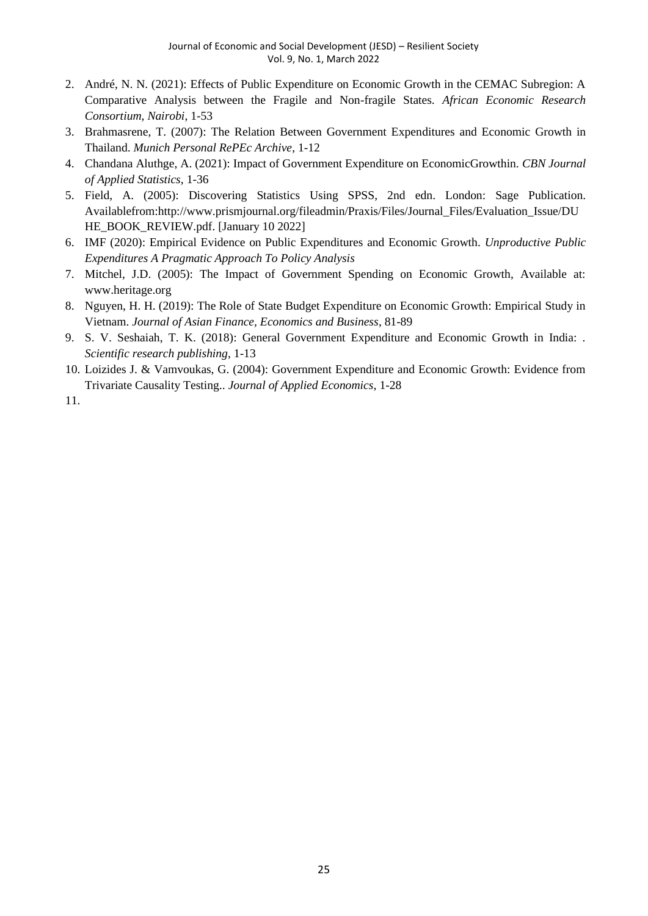2. André, N. N. (2021): Effects of Public Expenditure on Economic Growth in the CEMAC Subregion: A Comparative Analysis between the Fragile and Non-fragile States. *African Economic Research Consortium, Nairobi*, 1-53
3. Brahmasrene, T. (2007): The Relation Between Government Expenditures and Economic Growth in Thailand. *Munich Personal RePEc Archive*, 1-12
4. Chandana Aluthge, A. (2021): Impact of Government Expenditure on EconomicGrowthin. *CBN Journal of Applied Statistics*, 1-36
5. Field, A. (2005): Discovering Statistics Using SPSS, 2nd edn. London: Sage Publication. Availablefrom:http://www.prismjournal.org/fileadmin/Praxis/Files/Journal_Files/Evaluation_Issue/DUHE_BOOK_REVIEW.pdf. [January 10 2022]
6. IMF (2020): Empirical Evidence on Public Expenditures and Economic Growth. *Unproductive Public Expenditures A Pragmatic Approach To Policy Analysis*
7. Mitchel, J.D. (2005): The Impact of Government Spending on Economic Growth, Available at: www.heritage.org
8. Nguyen, H. H. (2019): The Role of State Budget Expenditure on Economic Growth: Empirical Study in Vietnam. *Journal of Asian Finance, Economics and Business*, 81-89
9. S. V. Seshaiah, T. K. (2018): General Government Expenditure and Economic Growth in India: . *Scientific research publishing*, 1-13
10. Loizides J. & Vamvoukas, G. (2004): Government Expenditure and Economic Growth: Evidence from Trivariate Causality Testing.. *Journal of Applied Economics*, 1-28
11.